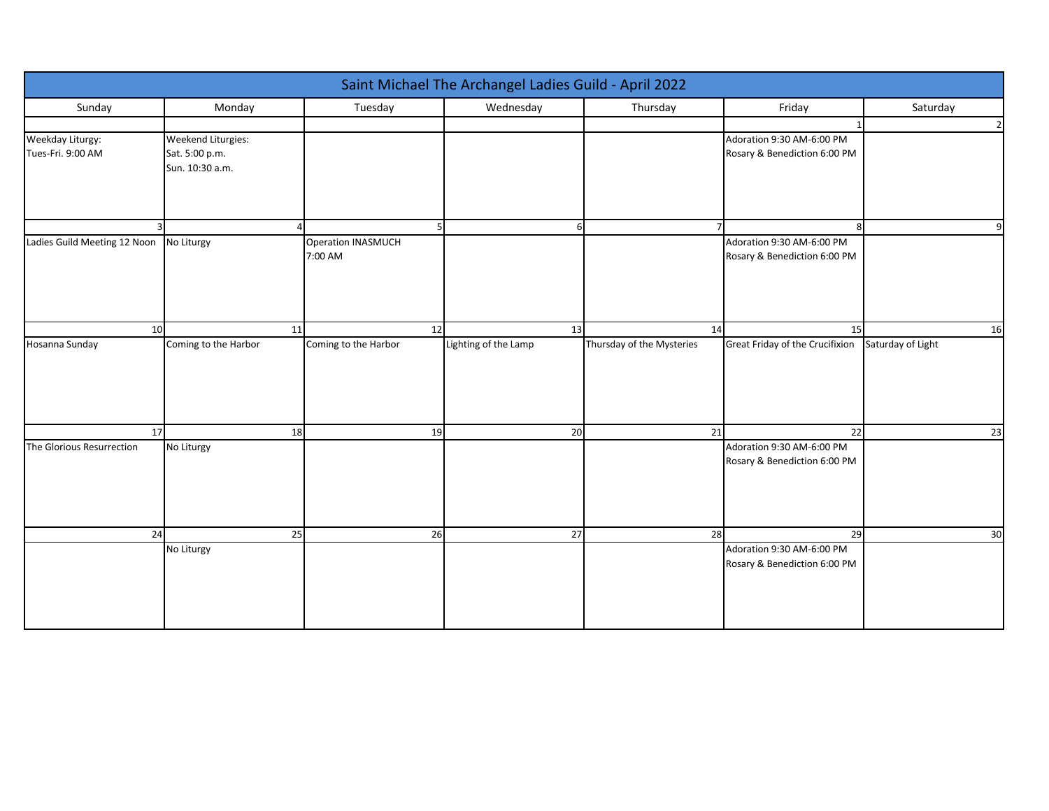# Saint Michael The Archangel Ladies Guild - April 2022

| Sunday | Monday | Tuesday | Wednesday | Thursday | Friday | Saturday |
|---|---|---|---|---|---|---|
| | | | | | 1 | 2 |
| Weekday Liturgy:<br>Tues-Fri. 9:00 AM | Weekend Liturgies:<br>Sat. 5:00 p.m.<br>Sun. 10:30 a.m. | | | | Adoration 9:30 AM-6:00 PM<br>Rosary & Benediction 6:00 PM | |
| 3 | 4 | 5 | 6 | 7 | 8 | 9 |
| Ladies Guild Meeting 12 Noon | No Liturgy | Operation INASMUCH<br>7:00 AM | | | Adoration 9:30 AM-6:00 PM<br>Rosary & Benediction 6:00 PM | |
| 10 | 11 | 12 | 13 | 14 | 15 | 16 |
| Hosanna Sunday | Coming to the Harbor | Coming to the Harbor | Lighting of the Lamp | Thursday of the Mysteries | Great Friday of the Crucifixion | Saturday of Light |
| 17 | 18 | 19 | 20 | 21 | 22 | 23 |
| The Glorious Resurrection | No Liturgy | | | | Adoration 9:30 AM-6:00 PM<br>Rosary & Benediction 6:00 PM | |
| 24 | 25 | 26 | 27 | 28 | 29 | 30 |
| | No Liturgy | | | | Adoration 9:30 AM-6:00 PM<br>Rosary & Benediction 6:00 PM | |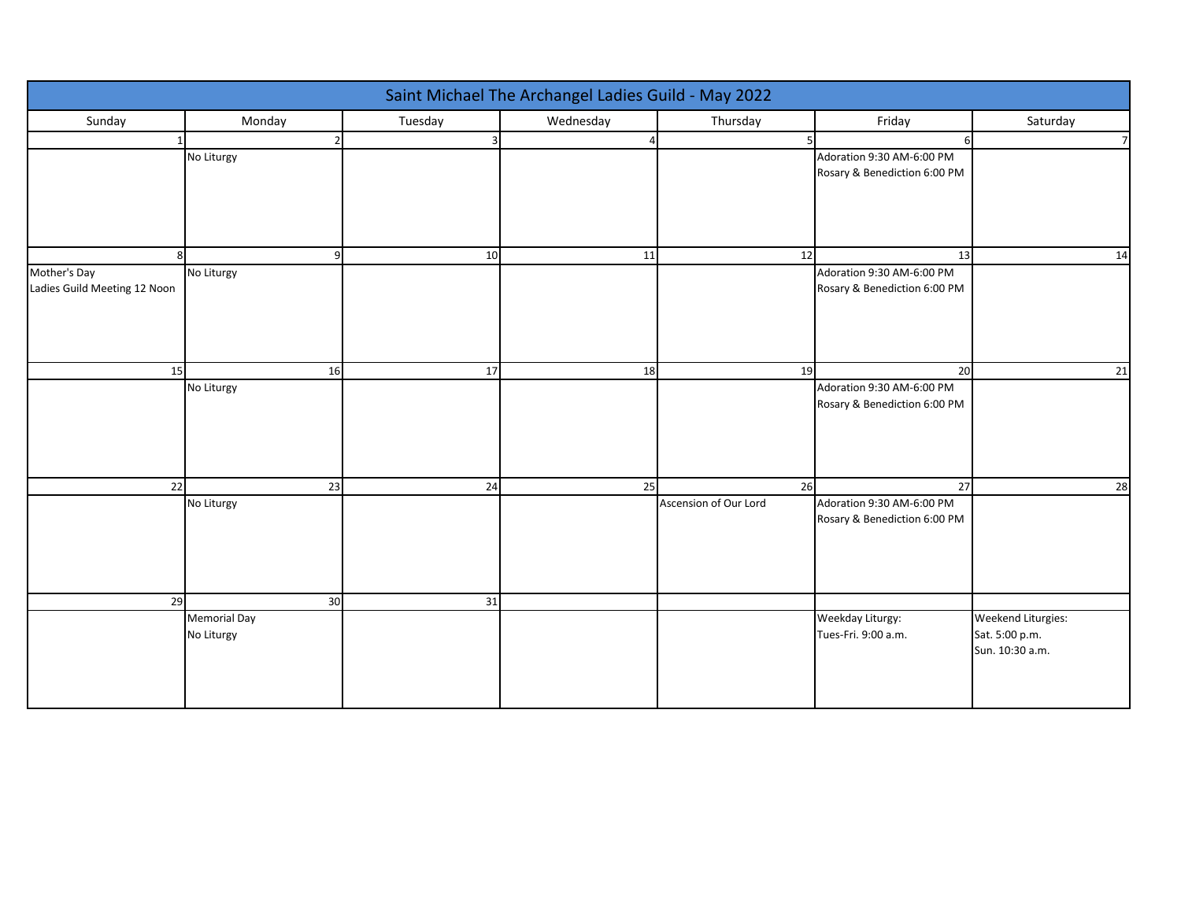# Saint Michael The Archangel Ladies Guild - May 2022

| Sunday | Monday | Tuesday | Wednesday | Thursday | Friday | Saturday |
|---|---|---|---|---|---|---|
| 1 | 2<br>No Liturgy | 3 | 4 | 5 | 6<br>Adoration 9:30 AM-6:00 PM<br>Rosary & Benediction 6:00 PM | 7 |
| 8<br>Mother's Day<br>Ladies Guild Meeting 12 Noon | 9<br>No Liturgy | 10 | 11 | 12 | 13<br>Adoration 9:30 AM-6:00 PM<br>Rosary & Benediction 6:00 PM | 14 |
| 15 | 16<br>No Liturgy | 17 | 18 | 19 | 20<br>Adoration 9:30 AM-6:00 PM<br>Rosary & Benediction 6:00 PM | 21 |
| 22 | 23<br>No Liturgy | 24 | 25 | 26<br>Ascension of Our Lord | 27<br>Adoration 9:30 AM-6:00 PM<br>Rosary & Benediction 6:00 PM | 28 |
| 29 | 30<br>Memorial Day<br>No Liturgy | 31 | | | Weekday Liturgy:<br>Tues-Fri. 9:00 a.m. | Weekend Liturgies:<br>Sat. 5:00 p.m.<br>Sun. 10:30 a.m. |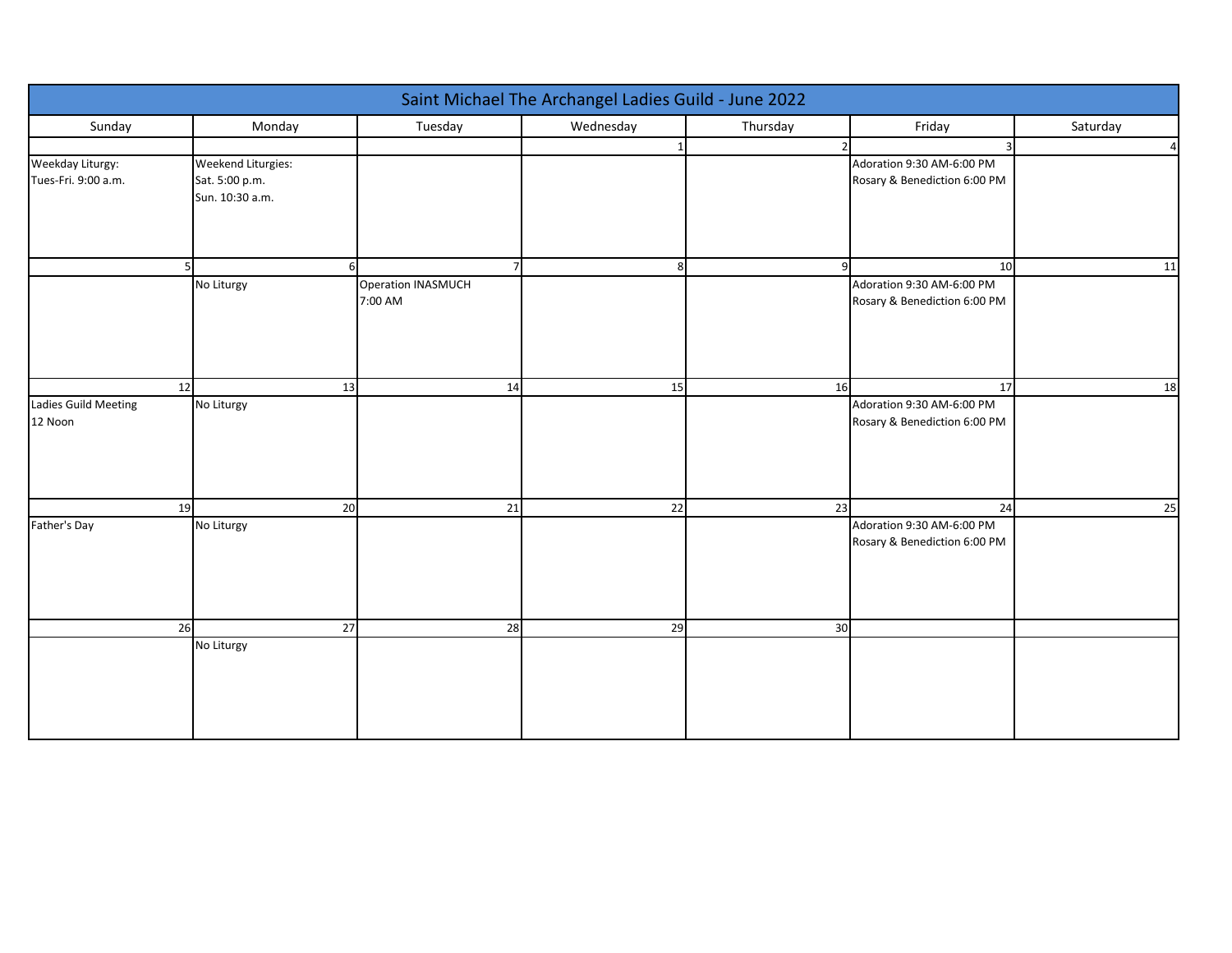# Saint Michael The Archangel Ladies Guild - June 2022

| Sunday | Monday | Tuesday | Wednesday | Thursday | Friday | Saturday |
|---|---|---|---|---|---|---|
| | | | 1 | 2 | 3 | 4 |
| Weekday Liturgy:<br>Tues-Fri. 9:00 a.m. | Weekend Liturgies:<br>Sat. 5:00 p.m.<br>Sun. 10:30 a.m. | | | | Adoration 9:30 AM-6:00 PM<br>Rosary & Benediction 6:00 PM | |
| 5 | 6 | 7 | 8 | 9 | 10 | 11 |
| | No Liturgy | Operation INASMUCH<br>7:00 AM | | | Adoration 9:30 AM-6:00 PM<br>Rosary & Benediction 6:00 PM | |
| 12 | 13 | 14 | 15 | 16 | 17 | 18 |
| Ladies Guild Meeting<br>12 Noon | No Liturgy | | | | Adoration 9:30 AM-6:00 PM<br>Rosary & Benediction 6:00 PM | |
| 19 | 20 | 21 | 22 | 23 | 24 | 25 |
| Father's Day | No Liturgy | | | | Adoration 9:30 AM-6:00 PM<br>Rosary & Benediction 6:00 PM | |
| 26 | 27 | 28 | 29 | 30 | | |
| | No Liturgy | | | | | |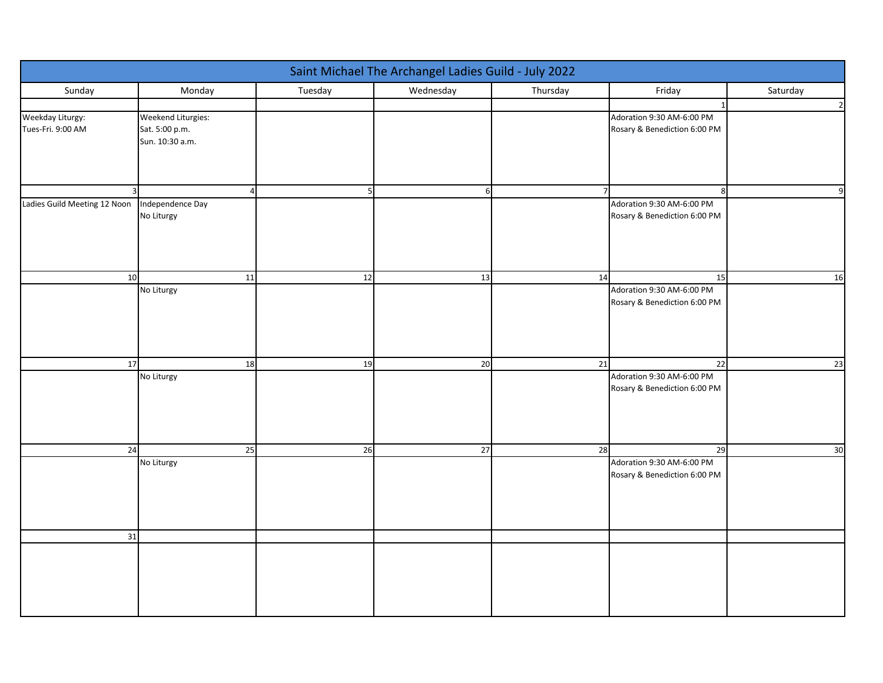# Saint Michael The Archangel Ladies Guild - July 2022

| Sunday | Monday | Tuesday | Wednesday | Thursday | Friday | Saturday |
|---|---|---|---|---|---|---|
| | | | | | 1 | 2 |
| Weekday Liturgy:<br>Tues-Fri. 9:00 AM | Weekend Liturgies:<br>Sat. 5:00 p.m.<br>Sun. 10:30 a.m. | | | | Adoration 9:30 AM-6:00 PM<br>Rosary & Benediction 6:00 PM | |
| 3 | 4 | 5 | 6 | 7 | 8 | 9 |
| Ladies Guild Meeting 12 Noon | Independence Day<br>No Liturgy | | | | Adoration 9:30 AM-6:00 PM<br>Rosary & Benediction 6:00 PM | |
| 10 | 11 | 12 | 13 | 14 | 15 | 16 |
| | No Liturgy | | | | Adoration 9:30 AM-6:00 PM<br>Rosary & Benediction 6:00 PM | |
| 17 | 18 | 19 | 20 | 21 | 22 | 23 |
| | No Liturgy | | | | Adoration 9:30 AM-6:00 PM<br>Rosary & Benediction 6:00 PM | |
| 24 | 25 | 26 | 27 | 28 | 29 | 30 |
| | No Liturgy | | | | Adoration 9:30 AM-6:00 PM<br>Rosary & Benediction 6:00 PM | |
| 31 | | | | | | |
| | | | | | | |